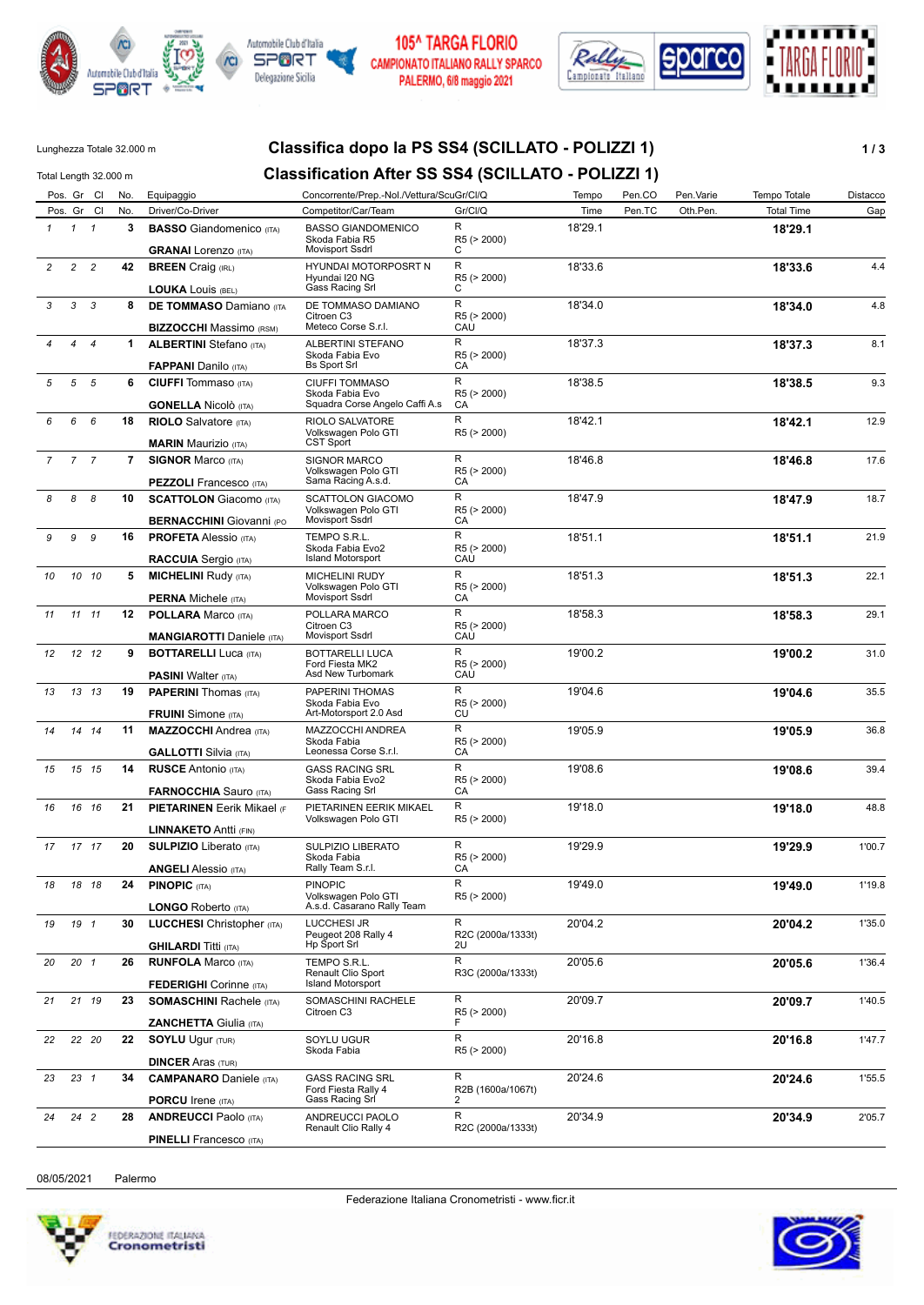105^ TARGA FLORIO
CAMPIONATO ITALIANO RALLY SPARCO
PALERMO, 6/8 maggio 2021

Lunghezza Totale 32.000 m
Total Length 32.000 m

# Classifica dopo la PS SS4 (SCILLATO - POLIZZI 1)
## Classification After SS SS4 (SCILLATO - POLIZZI 1)

| Pos. | Gr | Cl | No. | Equipaggio / Driver/Co-Driver | Concorrente/Prep.-Nol./Vettura/ScuGr/Cl/Q / Competitor/Car/Team | Gr/Cl/Q | Tempo / Time | Pen.CO / Pen.TC | Pen.Varie / Oth.Pen. | Tempo Totale / Total Time | Distacco / Gap |
|---|---|---|---|---|---|---|---|---|---|---|---|
| 1 | 1 | 1 | 3 | **BASSO** Giandomenico (ITA) / **GRANAI** Lorenzo (ITA) | BASSO GIANDOMENICO / Skoda Fabia R5 / Movisport Ssdrl | R / R5 (> 2000) / C | 18'29.1 | | | **18'29.1** | |
| 2 | 2 | 2 | 42 | **BREEN** Craig (IRL) / **LOUKA** Louis (BEL) | HYUNDAI MOTORPORSRT N / Hyundai I20 NG / Gass Racing Srl | R / R5 (> 2000) / C | 18'33.6 | | | **18'33.6** | 4.4 |
| 3 | 3 | 3 | 8 | **DE TOMMASO** Damiano (ITA / **BIZZOCCHI** Massimo (RSM) | DE TOMMASO DAMIANO / Citroen C3 / Meteco Corse S.r.l. | R / R5 (> 2000) / CAU | 18'34.0 | | | **18'34.0** | 4.8 |
| 4 | 4 | 4 | 1 | **ALBERTINI** Stefano (ITA) / **FAPPANI** Danilo (ITA) | ALBERTINI STEFANO / Skoda Fabia Evo / Bs Sport Srl | R / R5 (> 2000) / CA | 18'37.3 | | | **18'37.3** | 8.1 |
| 5 | 5 | 5 | 6 | **CIUFFI** Tommaso (ITA) / **GONELLA** Nicolò (ITA) | CIUFFI TOMMASO / Skoda Fabia Evo / Squadra Corse Angelo Caffi A.s | R / R5 (> 2000) / CA | 18'38.5 | | | **18'38.5** | 9.3 |
| 6 | 6 | 6 | 18 | **RIOLO** Salvatore (ITA) / **MARIN** Maurizio (ITA) | RIOLO SALVATORE / Volkswagen Polo GTI / CST Sport | R / R5 (> 2000) | 18'42.1 | | | **18'42.1** | 12.9 |
| 7 | 7 | 7 | 7 | **SIGNOR** Marco (ITA) / **PEZZOLI** Francesco (ITA) | SIGNOR MARCO / Volkswagen Polo GTI / Sama Racing A.s.d. | R / R5 (> 2000) / CA | 18'46.8 | | | **18'46.8** | 17.6 |
| 8 | 8 | 8 | 10 | **SCATTOLON** Giacomo (ITA) / **BERNACCHINI** Giovanni (PO | SCATTOLON GIACOMO / Volkswagen Polo GTI / Movisport Ssdrl | R / R5 (> 2000) / CA | 18'47.9 | | | **18'47.9** | 18.7 |
| 9 | 9 | 9 | 16 | **PROFETA** Alessio (ITA) / **RACCUIA** Sergio (ITA) | TEMPO S.R.L. / Skoda Fabia Evo2 / Island Motorsport | R / R5 (> 2000) / CAU | 18'51.1 | | | **18'51.1** | 21.9 |
| 10 | 10 | 10 | 5 | **MICHELINI** Rudy (ITA) / **PERNA** Michele (ITA) | MICHELINI RUDY / Volkswagen Polo GTI / Movisport Ssdrl | R / R5 (> 2000) / CA | 18'51.3 | | | **18'51.3** | 22.1 |
| 11 | 11 | 11 | 12 | **POLLARA** Marco (ITA) / **MANGIAROTTI** Daniele (ITA) | POLLARA MARCO / Citroen C3 / Movisport Ssdrl | R / R5 (> 2000) / CAU | 18'58.3 | | | **18'58.3** | 29.1 |
| 12 | 12 | 12 | 9 | **BOTTARELLI** Luca (ITA) / **PASINI** Walter (ITA) | BOTTARELLI LUCA / Ford Fiesta MK2 / Asd New Turbomark | R / R5 (> 2000) / CAU | 19'00.2 | | | **19'00.2** | 31.0 |
| 13 | 13 | 13 | 19 | **PAPERINI** Thomas (ITA) / **FRUINI** Simone (ITA) | PAPERINI THOMAS / Skoda Fabia Evo / Art-Motorsport 2.0 Asd | R / R5 (> 2000) / CU | 19'04.6 | | | **19'04.6** | 35.5 |
| 14 | 14 | 14 | 11 | **MAZZOCCHI** Andrea (ITA) / **GALLOTTI** Silvia (ITA) | MAZZOCCHI ANDREA / Skoda Fabia / Leonessa Corse S.r.l. | R / R5 (> 2000) / CA | 19'05.9 | | | **19'05.9** | 36.8 |
| 15 | 15 | 15 | 14 | **RUSCE** Antonio (ITA) / **FARNOCCHIA** Sauro (ITA) | GASS RACING SRL / Skoda Fabia Evo2 / Gass Racing Srl | R / R5 (> 2000) / CA | 19'08.6 | | | **19'08.6** | 39.4 |
| 16 | 16 | 16 | 21 | **PIETARINEN** Eerik Mikael (F / **LINNAKETO** Antti (FIN) | PIETARINEN EERIK MIKAEL / Volkswagen Polo GTI | R / R5 (> 2000) | 19'18.0 | | | **19'18.0** | 48.8 |
| 17 | 17 | 17 | 20 | **SULPIZIO** Liberato (ITA) / **ANGELI** Alessio (ITA) | SULPIZIO LIBERATO / Skoda Fabia / Rally Team S.r.l. | R / R5 (> 2000) / CA | 19'29.9 | | | **19'29.9** | 1'00.7 |
| 18 | 18 | 18 | 24 | **PINOPIC** (ITA) / **LONGO** Roberto (ITA) | PINOPIC / Volkswagen Polo GTI / A.s.d. Casarano Rally Team | R / R5 (> 2000) | 19'49.0 | | | **19'49.0** | 1'19.8 |
| 19 | 19 | 1 | 30 | **LUCCHESI** Christopher (ITA) / **GHILARDI** Titti (ITA) | LUCCHESI JR / Peugeot 208 Rally 4 / Hp Sport Srl | R / R2C (2000a/1333t) / 2U | 20'04.2 | | | **20'04.2** | 1'35.0 |
| 20 | 20 | 1 | 26 | **RUNFOLA** Marco (ITA) / **FEDERIGHI** Corinne (ITA) | TEMPO S.R.L. / Renault Clio Sport / Island Motorsport | R / R3C (2000a/1333t) | 20'05.6 | | | **20'05.6** | 1'36.4 |
| 21 | 21 | 19 | 23 | **SOMASCHINI** Rachele (ITA) / **ZANCHETTA** Giulia (ITA) | SOMASCHINI RACHELE / Citroen C3 | R / R5 (> 2000) / F | 20'09.7 | | | **20'09.7** | 1'40.5 |
| 22 | 22 | 20 | 22 | **SOYLU** Ugur (TUR) / **DINCER** Aras (TUR) | SOYLU UGUR / Skoda Fabia | R / R5 (> 2000) | 20'16.8 | | | **20'16.8** | 1'47.7 |
| 23 | 23 | 1 | 34 | **CAMPANARO** Daniele (ITA) / **PORCU** Irene (ITA) | GASS RACING SRL / Ford Fiesta Rally 4 / Gass Racing Srl | R / R2B (1600a/1067t) / 2 | 20'24.6 | | | **20'24.6** | 1'55.5 |
| 24 | 24 | 2 | 28 | **ANDREUCCI** Paolo (ITA) / **PINELLI** Francesco (ITA) | ANDREUCCI PAOLO / Renault Clio Rally 4 | R / R2C (2000a/1333t) | 20'34.9 | | | **20'34.9** | 2'05.7 |

08/05/2021 Palermo

Federazione Italiana Cronometristi - www.ficr.it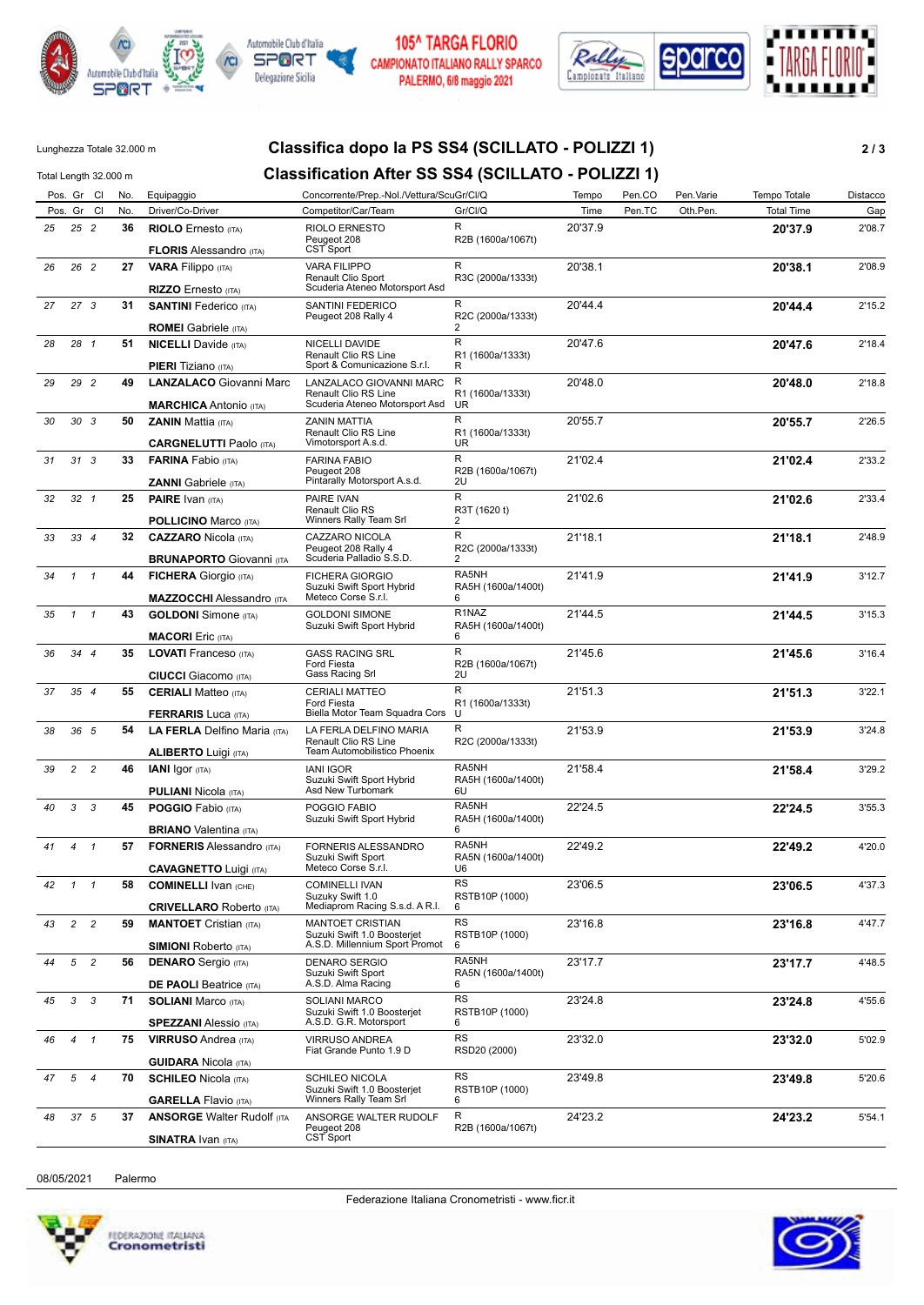105^ TARGA FLORIO
CAMPIONATO ITALIANO RALLY SPARCO
PALERMO, 6/8 maggio 2021

Lunghezza Totale 32.000 m
Total Length 32.000 m

# Classifica dopo la PS SS4 (SCILLATO - POLIZZI 1)
# Classification After SS SS4 (SCILLATO - POLIZZI 1)

| Pos. | Gr | Cl | No. | Equipaggio / Driver/Co-Driver | Concorrente/Prep.-Nol./Vettura/ScuGr / Competitor/Car/Team | Gr/Cl/Q | Tempo / Time | Pen.CO / Pen.TC | Pen.Varie / Oth.Pen. | Tempo Totale / Total Time | Distacco / Gap |
|---|---|---|---|---|---|---|---|---|---|---|---|
| 25 | 25 | 2 | 36 | **RIOLO** Ernesto (ITA) / **FLORIS** Alessandro (ITA) | RIOLO ERNESTO / Peugeot 208 / CST Sport | R / R2B (1600a/1067t) | 20'37.9 | | | **20'37.9** | 2'08.7 |
| 26 | 26 | 2 | 27 | **VARA** Filippo (ITA) / **RIZZO** Ernesto (ITA) | VARA FILIPPO / Renault Clio Sport / Scuderia Ateneo Motorsport Asd | R / R3C (2000a/1333t) | 20'38.1 | | | **20'38.1** | 2'08.9 |
| 27 | 27 | 3 | 31 | **SANTINI** Federico (ITA) / **ROMEI** Gabriele (ITA) | SANTINI FEDERICO / Peugeot 208 Rally 4 | R / R2C (2000a/1333t) / 2 | 20'44.4 | | | **20'44.4** | 2'15.2 |
| 28 | 28 | 1 | 51 | **NICELLI** Davide (ITA) / **PIERI** Tiziano (ITA) | NICELLI DAVIDE / Renault Clio RS Line / Sport & Comunicazione S.r.l. | R / R1 (1600a/1333t) / R | 20'47.6 | | | **20'47.6** | 2'18.4 |
| 29 | 29 | 2 | 49 | **LANZALACO** Giovanni Marc / **MARCHICA** Antonio (ITA) | LANZALACO GIOVANNI MARC / Renault Clio RS Line / Scuderia Ateneo Motorsport Asd | R / R1 (1600a/1333t) / UR | 20'48.0 | | | **20'48.0** | 2'18.8 |
| 30 | 30 | 3 | 50 | **ZANIN** Mattia (ITA) / **CARGNELUTTI** Paolo (ITA) | ZANIN MATTIA / Renault Clio RS Line / Vimotorsport A.s.d. | R / R1 (1600a/1333t) / UR | 20'55.7 | | | **20'55.7** | 2'26.5 |
| 31 | 31 | 3 | 33 | **FARINA** Fabio (ITA) / **ZANNI** Gabriele (ITA) | FARINA FABIO / Peugeot 208 / Pintarally Motorsport A.s.d. | R / R2B (1600a/1067t) / 2U | 21'02.4 | | | **21'02.4** | 2'33.2 |
| 32 | 32 | 1 | 25 | **PAIRE** Ivan (ITA) / **POLLICINO** Marco (ITA) | PAIRE IVAN / Renault Clio RS / Winners Rally Team Srl | R / R3T (1620 t) / 2 | 21'02.6 | | | **21'02.6** | 2'33.4 |
| 33 | 33 | 4 | 32 | **CAZZARO** Nicola (ITA) / **BRUNAPORTO** Giovanni (ITA) | CAZZARO NICOLA / Peugeot 208 Rally 4 / Scuderia Palladio S.S.D. | R / R2C (2000a/1333t) / 2 | 21'18.1 | | | **21'18.1** | 2'48.9 |
| 34 | 1 | 1 | 44 | **FICHERA** Giorgio (ITA) / **MAZZOCCHI** Alessandro (ITA) | FICHERA GIORGIO / Suzuki Swift Sport Hybrid / Meteco Corse S.r.l. | RA5NH / RA5H (1600a/1400t) / 6 | 21'41.9 | | | **21'41.9** | 3'12.7 |
| 35 | 1 | 1 | 43 | **GOLDONI** Simone (ITA) / **MACORI** Eric (ITA) | GOLDONI SIMONE / Suzuki Swift Sport Hybrid | R1NAZ / RA5H (1600a/1400t) / 6 | 21'44.5 | | | **21'44.5** | 3'15.3 |
| 36 | 34 | 4 | 35 | **LOVATI** Franceso (ITA) / **CIUCCI** Giacomo (ITA) | GASS RACING SRL / Ford Fiesta / Gass Racing Srl | R / R2B (1600a/1067t) / 2U | 21'45.6 | | | **21'45.6** | 3'16.4 |
| 37 | 35 | 4 | 55 | **CERIALI** Matteo (ITA) / **FERRARIS** Luca (ITA) | CERIALI MATTEO / Ford Fiesta / Biella Motor Team Squadra Cors | R / R1 (1600a/1333t) / U | 21'51.3 | | | **21'51.3** | 3'22.1 |
| 38 | 36 | 5 | 54 | **LA FERLA** Delfino Maria (ITA) / **ALIBERTO** Luigi (ITA) | LA FERLA DELFINO MARIA / Renault Clio RS Line / Team Automobilistico Phoenix | R / R2C (2000a/1333t) | 21'53.9 | | | **21'53.9** | 3'24.8 |
| 39 | 2 | 2 | 46 | **IANI** Igor (ITA) / **PULIANI** Nicola (ITA) | IANI IGOR / Suzuki Swift Sport Hybrid / Asd New Turbomark | RA5NH / RA5H (1600a/1400t) / 6U | 21'58.4 | | | **21'58.4** | 3'29.2 |
| 40 | 3 | 3 | 45 | **POGGIO** Fabio (ITA) / **BRIANO** Valentina (ITA) | POGGIO FABIO / Suzuki Swift Sport Hybrid | RA5NH / RA5H (1600a/1400t) / 6 | 22'24.5 | | | **22'24.5** | 3'55.3 |
| 41 | 4 | 1 | 57 | **FORNERIS** Alessandro (ITA) / **CAVAGNETTO** Luigi (ITA) | FORNERIS ALESSANDRO / Suzuki Swift Sport / Meteco Corse S.r.l. | RA5NH / RA5N (1600a/1400t) / U6 | 22'49.2 | | | **22'49.2** | 4'20.0 |
| 42 | 1 | 1 | 58 | **COMINELLI** Ivan (CHE) / **CRIVELLARO** Roberto (ITA) | COMINELLI IVAN / Suzuky Swift 1.0 / Mediaprom Racing S.s.d. A R.l. | RS / RSTB10P (1000) / 6 | 23'06.5 | | | **23'06.5** | 4'37.3 |
| 43 | 2 | 2 | 59 | **MANTOET** Cristian (ITA) / **SIMIONI** Roberto (ITA) | MANTOET CRISTIAN / Suzuki Swift 1.0 Boosterjet / A.S.D. Millennium Sport Promot | RS / RSTB10P (1000) / 6 | 23'16.8 | | | **23'16.8** | 4'47.7 |
| 44 | 5 | 2 | 56 | **DENARO** Sergio (ITA) / **DE PAOLI** Beatrice (ITA) | DENARO SERGIO / Suzuki Swift Sport / A.S.D. Alma Racing | RA5NH / RA5N (1600a/1400t) / 6 | 23'17.7 | | | **23'17.7** | 4'48.5 |
| 45 | 3 | 3 | 71 | **SOLIANI** Marco (ITA) / **SPEZZANI** Alessio (ITA) | SOLIANI MARCO / Suzuki Swift 1.0 Boosterjet / A.S.D. G.R. Motorsport | RS / RSTB10P (1000) / 6 | 23'24.8 | | | **23'24.8** | 4'55.6 |
| 46 | 4 | 1 | 75 | **VIRRUSO** Andrea (ITA) / **GUIDARA** Nicola (ITA) | VIRRUSO ANDREA / Fiat Grande Punto 1.9 D | RS / RSD20 (2000) | 23'32.0 | | | **23'32.0** | 5'02.9 |
| 47 | 5 | 4 | 70 | **SCHILEO** Nicola (ITA) / **GARELLA** Flavio (ITA) | SCHILEO NICOLA / Suzuki Swift 1.0 Boosterjet / Winners Rally Team Srl | RS / RSTB10P (1000) / 6 | 23'49.8 | | | **23'49.8** | 5'20.6 |
| 48 | 37 | 5 | 37 | **ANSORGE** Walter Rudolf (ITA) / **SINATRA** Ivan (ITA) | ANSORGE WALTER RUDOLF / Peugeot 208 / CST Sport | R / R2B (1600a/1067t) | 24'23.2 | | | **24'23.2** | 5'54.1 |

08/05/2021 Palermo

Federazione Italiana Cronometristi - www.ficr.it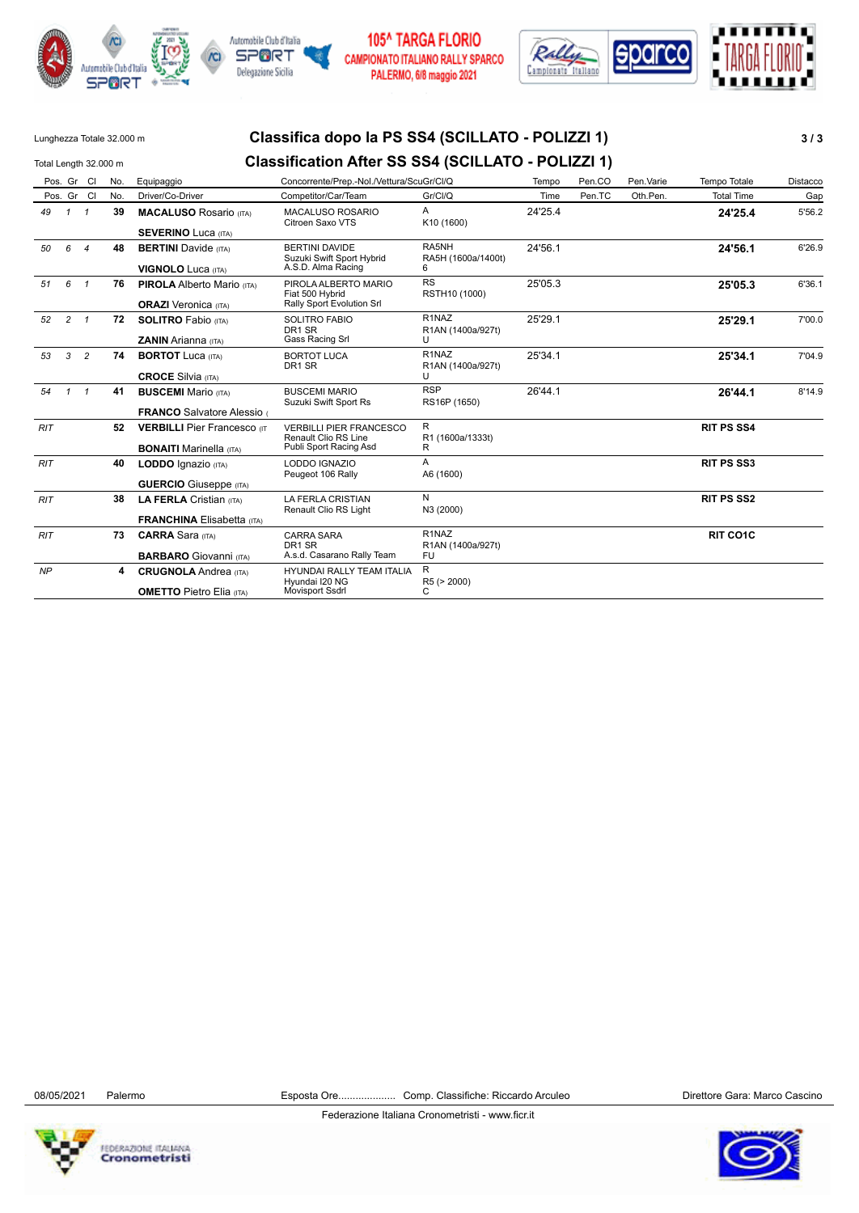105^ TARGA FLORIO
CAMPIONATO ITALIANO RALLY SPARCO
PALERMO, 6/8 maggio 2021

Lunghezza Totale 32.000 m
Total Length 32.000 m

# Classifica dopo la PS SS4 (SCILLATO - POLIZZI 1)
## Classification After SS SS4 (SCILLATO - POLIZZI 1)

| Pos. | Gr | Cl | No. | Equipaggio / Driver/Co-Driver | Concorrente/Prep.-Nol./Vettura/ScuGr / Competitor/Car/Team | Gr/Cl/Q | Tempo / Time | Pen.CO / Pen.TC | Pen.Varie / Oth.Pen. | Tempo Totale / Total Time | Distacco / Gap |
|---|---|---|---|---|---|---|---|---|---|---|---|
| 49 | 1 | 1 | 39 | **MACALUSO** Rosario (ITA) / **SEVERINO** Luca (ITA) | MACALUSO ROSARIO / Citroen Saxo VTS | A / K10 (1600) | 24'25.4 | | | **24'25.4** | 5'56.2 |
| 50 | 6 | 4 | 48 | **BERTINI** Davide (ITA) / **VIGNOLO** Luca (ITA) | BERTINI DAVIDE / Suzuki Swift Sport Hybrid / A.S.D. Alma Racing | RA5NH / RA5H (1600a/1400t) / 6 | 24'56.1 | | | **24'56.1** | 6'26.9 |
| 51 | 6 | 1 | 76 | **PIROLA** Alberto Mario (ITA) / **ORAZI** Veronica (ITA) | PIROLA ALBERTO MARIO / Fiat 500 Hybrid / Rally Sport Evolution Srl | RS / RSTH10 (1000) | 25'05.3 | | | **25'05.3** | 6'36.1 |
| 52 | 2 | 1 | 72 | **SOLITRO** Fabio (ITA) / **ZANIN** Arianna (ITA) | SOLITRO FABIO / DR1 SR / Gass Racing Srl | R1NAZ / R1AN (1400a/927t) / U | 25'29.1 | | | **25'29.1** | 7'00.0 |
| 53 | 3 | 2 | 74 | **BORTOT** Luca (ITA) / **CROCE** Silvia (ITA) | BORTOT LUCA / DR1 SR | R1NAZ / R1AN (1400a/927t) / U | 25'34.1 | | | **25'34.1** | 7'04.9 |
| 54 | 1 | 1 | 41 | **BUSCEMI** Mario (ITA) / **FRANCO** Salvatore Alessio ( | BUSCEMI MARIO / Suzuki Swift Sport Rs | RSP / RS16P (1650) | 26'44.1 | | | **26'44.1** | 8'14.9 |
| RIT | | | 52 | **VERBILLI** Pier Francesco (IT / **BONAITI** Marinella (ITA) | VERBILLI PIER FRANCESCO / Renault Clio RS Line / Publi Sport Racing Asd | R / R1 (1600a/1333t) / R | | | | **RIT PS SS4** | |
| RIT | | | 40 | **LODDO** Ignazio (ITA) / **GUERCIO** Giuseppe (ITA) | LODDO IGNAZIO / Peugeot 106 Rally | A / A6 (1600) | | | | **RIT PS SS3** | |
| RIT | | | 38 | **LA FERLA** Cristian (ITA) / **FRANCHINA** Elisabetta (ITA) | LA FERLA CRISTIAN / Renault Clio RS Light | N / N3 (2000) | | | | **RIT PS SS2** | |
| RIT | | | 73 | **CARRA** Sara (ITA) / **BARBARO** Giovanni (ITA) | CARRA SARA / DR1 SR / A.s.d. Casarano Rally Team | R1NAZ / R1AN (1400a/927t) / FU | | | | **RIT CO1C** | |
| NP | | | 4 | **CRUGNOLA** Andrea (ITA) / **OMETTO** Pietro Elia (ITA) | HYUNDAI RALLY TEAM ITALIA / Hyundai I20 NG / Movisport Ssdrl | R / R5 (> 2000) / C | | | | | |

08/05/2021 Palermo Esposta Ore.................... Comp. Classifiche: Riccardo Arculeo Direttore Gara: Marco Cascino

Federazione Italiana Cronometristi - www.ficr.it